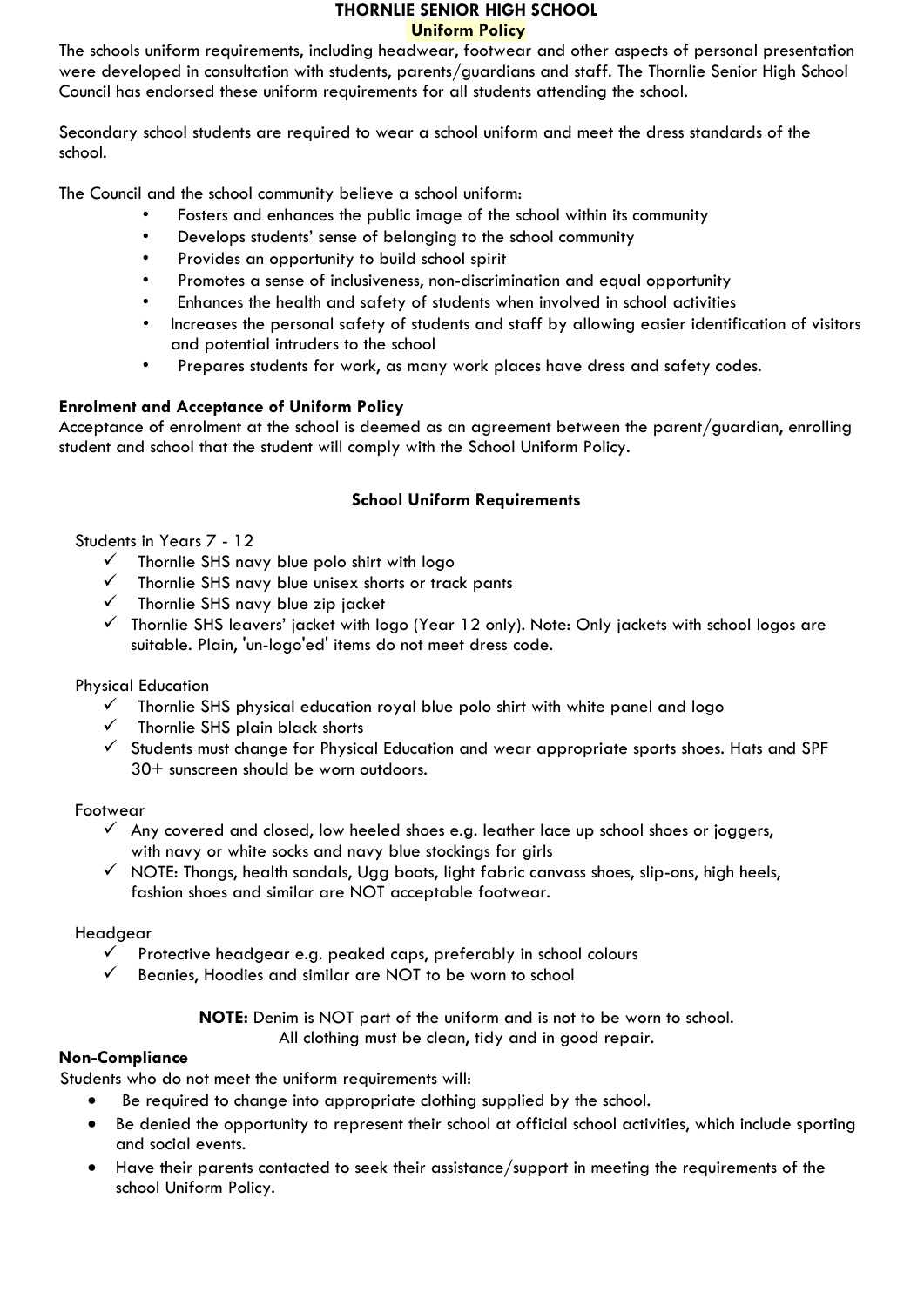# THORNLIE SENIOR HIGH SCHOOL

## Uniform Policy

The schools uniform requirements, including headwear, footwear and other aspects of personal presentation were developed in consultation with students, parents/guardians and staff. The Thornlie Senior High School Council has endorsed these uniform requirements for all students attending the school.

Secondary school students are required to wear a school uniform and meet the dress standards of the school.

The Council and the school community believe a school uniform:

- Fosters and enhances the public image of the school within its community
- Develops students' sense of belonging to the school community
- Provides an opportunity to build school spirit
- Promotes a sense of inclusiveness, non-discrimination and equal opportunity
- Enhances the health and safety of students when involved in school activities
- Increases the personal safety of students and staff by allowing easier identification of visitors and potential intruders to the school
- Prepares students for work, as many work places have dress and safety codes.

**Enrolment and Acceptance of Uniform Policy**

Acceptance of enrolment at the school is deemed as an agreement between the parent/guardian, enrolling student and school that the student will comply with the School Uniform Policy.

### School Uniform Requirements

Students in Years 7 - 12

- ✓ Thornlie SHS navy blue polo shirt with logo
- ✓ Thornlie SHS navy blue unisex shorts or track pants
- ✓ Thornlie SHS navy blue zip jacket
- ✓ Thornlie SHS leavers' jacket with logo (Year 12 only). Note: Only jackets with school logos are suitable. Plain, 'un-logo'ed' items do not meet dress code.

Physical Education

- ✓ Thornlie SHS physical education royal blue polo shirt with white panel and logo
- ✓ Thornlie SHS plain black shorts
- ✓ Students must change for Physical Education and wear appropriate sports shoes. Hats and SPF 30+ sunscreen should be worn outdoors.

Footwear

- ✓ Any covered and closed, low heeled shoes e.g. leather lace up school shoes or joggers, with navy or white socks and navy blue stockings for girls
- ✓ NOTE: Thongs, health sandals, Ugg boots, light fabric canvass shoes, slip-ons, high heels, fashion shoes and similar are NOT acceptable footwear.

Headgear

- ✓ Protective headgear e.g. peaked caps, preferably in school colours
- ✓ Beanies, Hoodies and similar are NOT to be worn to school

**NOTE:** Denim is NOT part of the uniform and is not to be worn to school.
All clothing must be clean, tidy and in good repair.

**Non-Compliance**

Students who do not meet the uniform requirements will:

- Be required to change into appropriate clothing supplied by the school.
- Be denied the opportunity to represent their school at official school activities, which include sporting and social events.
- Have their parents contacted to seek their assistance/support in meeting the requirements of the school Uniform Policy.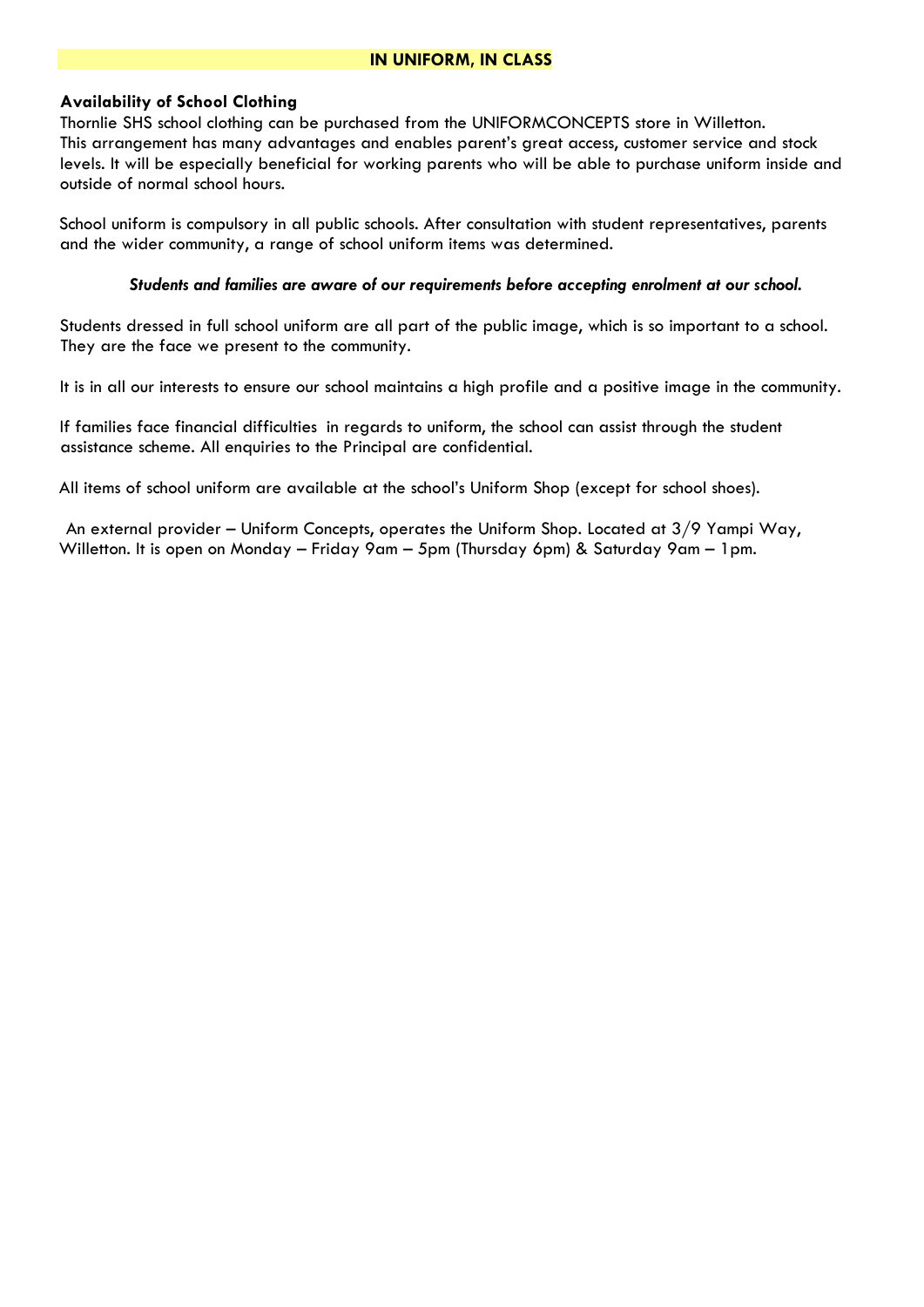## IN UNIFORM, IN CLASS

### Availability of School Clothing

Thornlie SHS school clothing can be purchased from the UNIFORMCONCEPTS store in Willetton. This arrangement has many advantages and enables parent's great access, customer service and stock levels. It will be especially beneficial for working parents who will be able to purchase uniform inside and outside of normal school hours.

School uniform is compulsory in all public schools. After consultation with student representatives, parents and the wider community, a range of school uniform items was determined.

***Students and families are aware of our requirements before accepting enrolment at our school.***

Students dressed in full school uniform are all part of the public image, which is so important to a school. They are the face we present to the community.

It is in all our interests to ensure our school maintains a high profile and a positive image in the community.

If families face financial difficulties in regards to uniform, the school can assist through the student assistance scheme. All enquiries to the Principal are confidential.

All items of school uniform are available at the school's Uniform Shop (except for school shoes).

An external provider – Uniform Concepts, operates the Uniform Shop. Located at 3/9 Yampi Way, Willetton. It is open on Monday – Friday 9am – 5pm (Thursday 6pm) & Saturday 9am – 1pm.